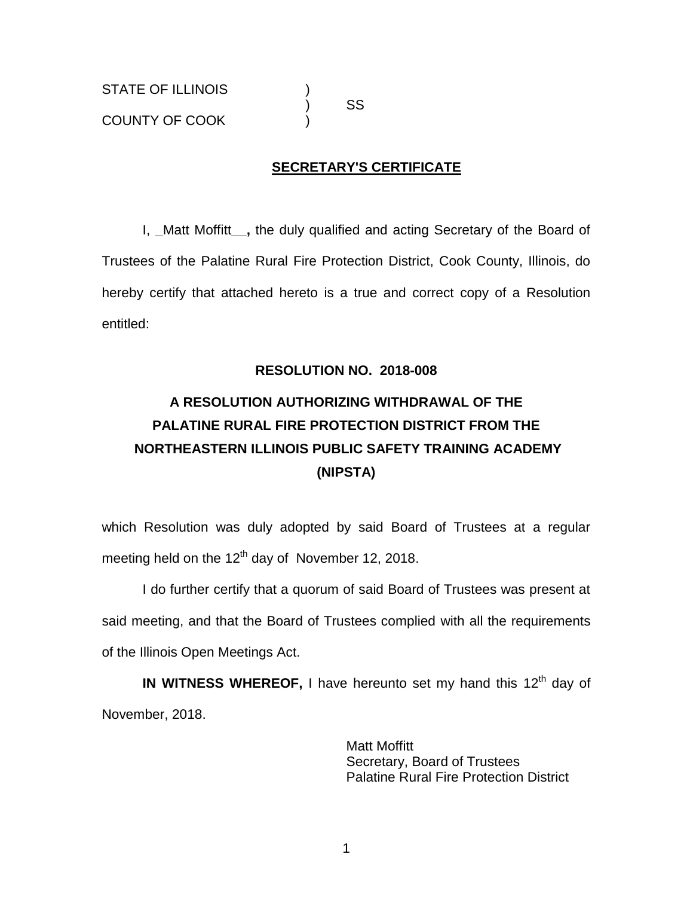STATE OF ILLINOIS )
) SS
COUNTY OF COOK )

## SECRETARY'S CERTIFICATE

I, _Matt Moffitt__**,** the duly qualified and acting Secretary of the Board of Trustees of the Palatine Rural Fire Protection District, Cook County, Illinois, do hereby certify that attached hereto is a true and correct copy of a Resolution entitled:

**RESOLUTION NO. 2018-008**

**A RESOLUTION AUTHORIZING WITHDRAWAL OF THE PALATINE RURAL FIRE PROTECTION DISTRICT FROM THE NORTHEASTERN ILLINOIS PUBLIC SAFETY TRAINING ACADEMY (NIPSTA)**

which Resolution was duly adopted by said Board of Trustees at a regular meeting held on the 12th day of November 12, 2018.

I do further certify that a quorum of said Board of Trustees was present at said meeting, and that the Board of Trustees complied with all the requirements of the Illinois Open Meetings Act.

**IN WITNESS WHEREOF,** I have hereunto set my hand this 12th day of November, 2018.

Matt Moffitt
Secretary, Board of Trustees
Palatine Rural Fire Protection District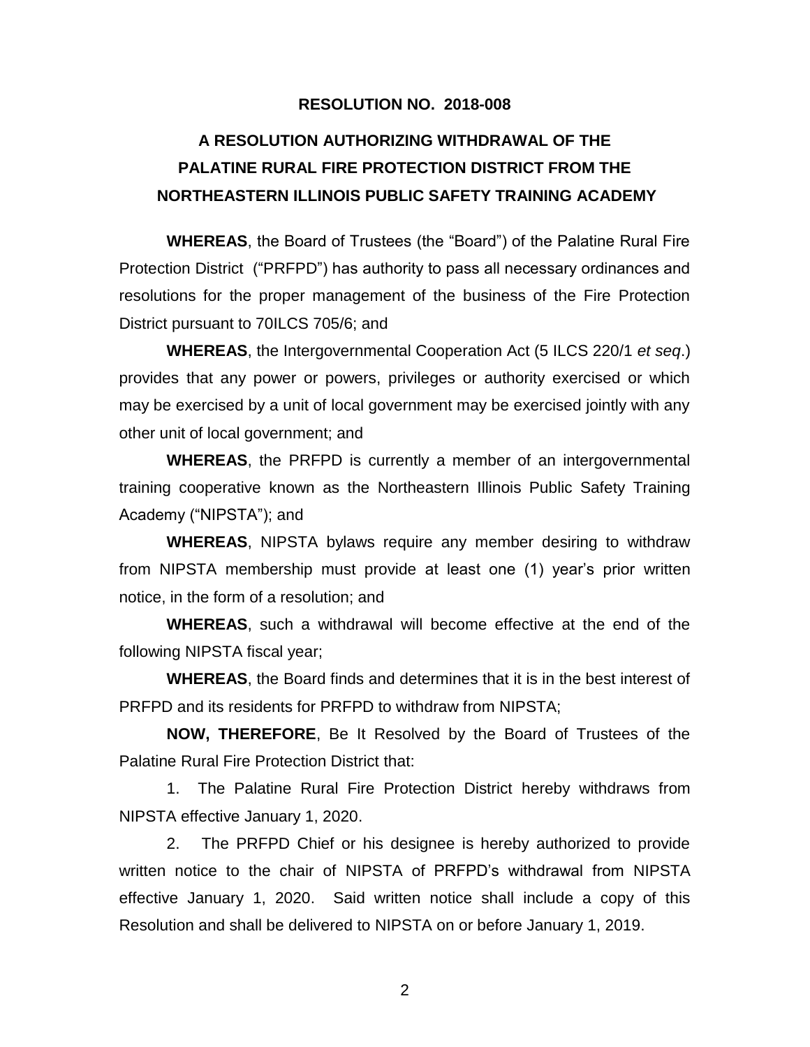**RESOLUTION NO. 2018-008**

**A RESOLUTION AUTHORIZING WITHDRAWAL OF THE PALATINE RURAL FIRE PROTECTION DISTRICT FROM THE NORTHEASTERN ILLINOIS PUBLIC SAFETY TRAINING ACADEMY**

**WHEREAS**, the Board of Trustees (the "Board") of the Palatine Rural Fire Protection District ("PRFPD") has authority to pass all necessary ordinances and resolutions for the proper management of the business of the Fire Protection District pursuant to 70ILCS 705/6; and

**WHEREAS**, the Intergovernmental Cooperation Act (5 ILCS 220/1 *et seq*.) provides that any power or powers, privileges or authority exercised or which may be exercised by a unit of local government may be exercised jointly with any other unit of local government; and

**WHEREAS**, the PRFPD is currently a member of an intergovernmental training cooperative known as the Northeastern Illinois Public Safety Training Academy ("NIPSTA"); and

**WHEREAS**, NIPSTA bylaws require any member desiring to withdraw from NIPSTA membership must provide at least one (1) year's prior written notice, in the form of a resolution; and

**WHEREAS**, such a withdrawal will become effective at the end of the following NIPSTA fiscal year;

**WHEREAS**, the Board finds and determines that it is in the best interest of PRFPD and its residents for PRFPD to withdraw from NIPSTA;

**NOW, THEREFORE**, Be It Resolved by the Board of Trustees of the Palatine Rural Fire Protection District that:

1. The Palatine Rural Fire Protection District hereby withdraws from NIPSTA effective January 1, 2020.

2. The PRFPD Chief or his designee is hereby authorized to provide written notice to the chair of NIPSTA of PRFPD's withdrawal from NIPSTA effective January 1, 2020. Said written notice shall include a copy of this Resolution and shall be delivered to NIPSTA on or before January 1, 2019.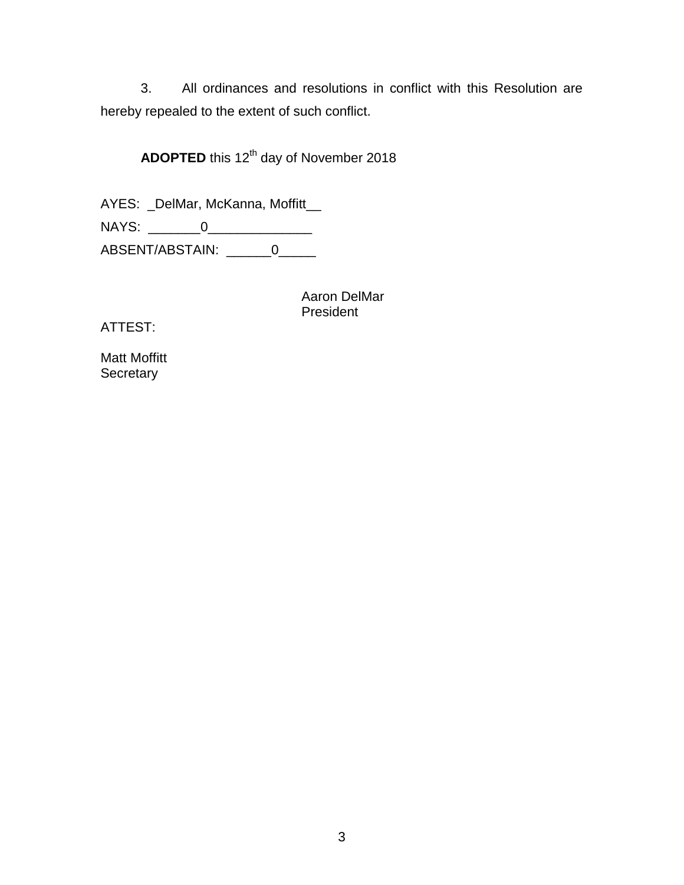3. All ordinances and resolutions in conflict with this Resolution are hereby repealed to the extent of such conflict.

**ADOPTED** this 12th day of November 2018

AYES: _DelMar, McKanna, Moffitt__

NAYS: _______0_____________

ABSENT/ABSTAIN: ______0_____

Aaron DelMar
President

ATTEST:

Matt Moffitt
Secretary